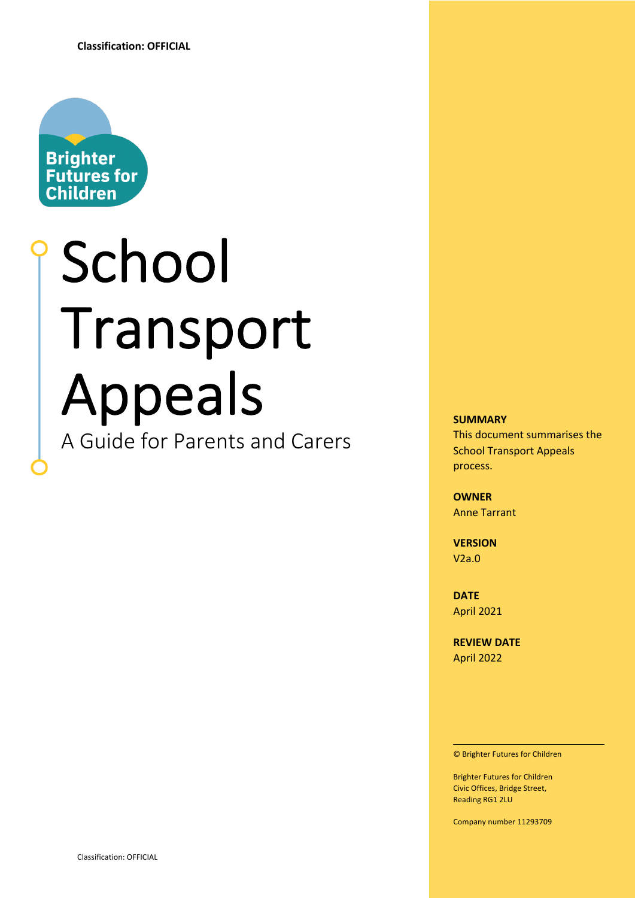**Classification: OFFICIAL**

Brighter Futures for Children

# School Transport Appeals

A Guide for Parents and Carers

**SUMMARY**
This document summarises the School Transport Appeals process.

**OWNER**
Anne Tarrant

**VERSION**
V2a.0

**DATE**
April 2021

**REVIEW DATE**
April 2022

© Brighter Futures for Children

Brighter Futures for Children
Civic Offices, Bridge Street,
Reading RG1 2LU

Company number 11293709

Classification: OFFICIAL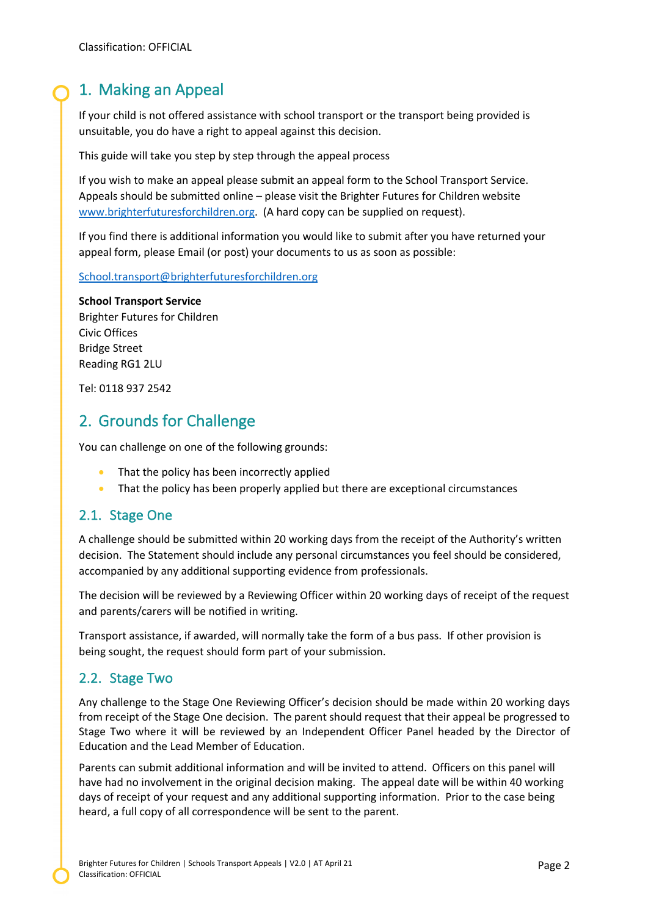## 1. Making an Appeal

If your child is not offered assistance with school transport or the transport being provided is unsuitable, you do have a right to appeal against this decision.

This guide will take you step by step through the appeal process

If you wish to make an appeal please submit an appeal form to the School Transport Service. Appeals should be submitted online – please visit the Brighter Futures for Children website [www.brighterfuturesforchildren.org](www.brighterfuturesforchildren.org). (A hard copy can be supplied on request).

If you find there is additional information you would like to submit after you have returned your appeal form, please Email (or post) your documents to us as soon as possible:

[School.transport@brighterfuturesforchildren.org](mailto:School.transport@brighterfuturesforchildren.org)

**School Transport Service**
Brighter Futures for Children
Civic Offices
Bridge Street
Reading RG1 2LU

Tel: 0118 937 2542

## 2. Grounds for Challenge

You can challenge on one of the following grounds:

- That the policy has been incorrectly applied
- That the policy has been properly applied but there are exceptional circumstances

### 2.1. Stage One

A challenge should be submitted within 20 working days from the receipt of the Authority's written decision. The Statement should include any personal circumstances you feel should be considered, accompanied by any additional supporting evidence from professionals.

The decision will be reviewed by a Reviewing Officer within 20 working days of receipt of the request and parents/carers will be notified in writing.

Transport assistance, if awarded, will normally take the form of a bus pass. If other provision is being sought, the request should form part of your submission.

### 2.2. Stage Two

Any challenge to the Stage One Reviewing Officer's decision should be made within 20 working days from receipt of the Stage One decision. The parent should request that their appeal be progressed to Stage Two where it will be reviewed by an Independent Officer Panel headed by the Director of Education and the Lead Member of Education.

Parents can submit additional information and will be invited to attend. Officers on this panel will have had no involvement in the original decision making. The appeal date will be within 40 working days of receipt of your request and any additional supporting information. Prior to the case being heard, a full copy of all correspondence will be sent to the parent.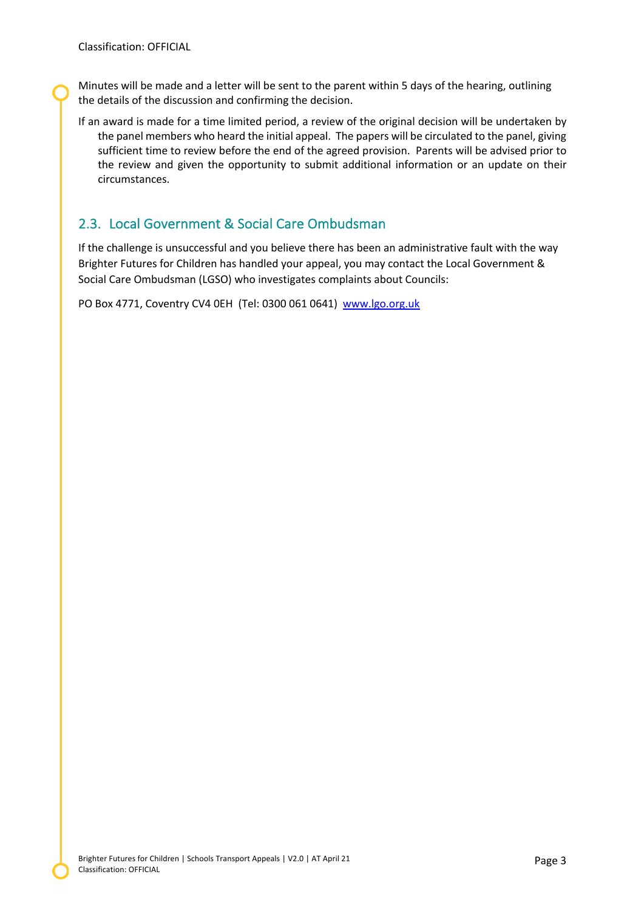Minutes will be made and a letter will be sent to the parent within 5 days of the hearing, outlining the details of the discussion and confirming the decision.

If an award is made for a time limited period, a review of the original decision will be undertaken by the panel members who heard the initial appeal. The papers will be circulated to the panel, giving sufficient time to review before the end of the agreed provision. Parents will be advised prior to the review and given the opportunity to submit additional information or an update on their circumstances.

## 2.3. Local Government & Social Care Ombudsman

If the challenge is unsuccessful and you believe there has been an administrative fault with the way Brighter Futures for Children has handled your appeal, you may contact the Local Government & Social Care Ombudsman (LGSO) who investigates complaints about Councils:

PO Box 4771, Coventry CV4 0EH (Tel: 0300 061 0641) [www.lgo.org.uk](http://www.lgo.org.uk)